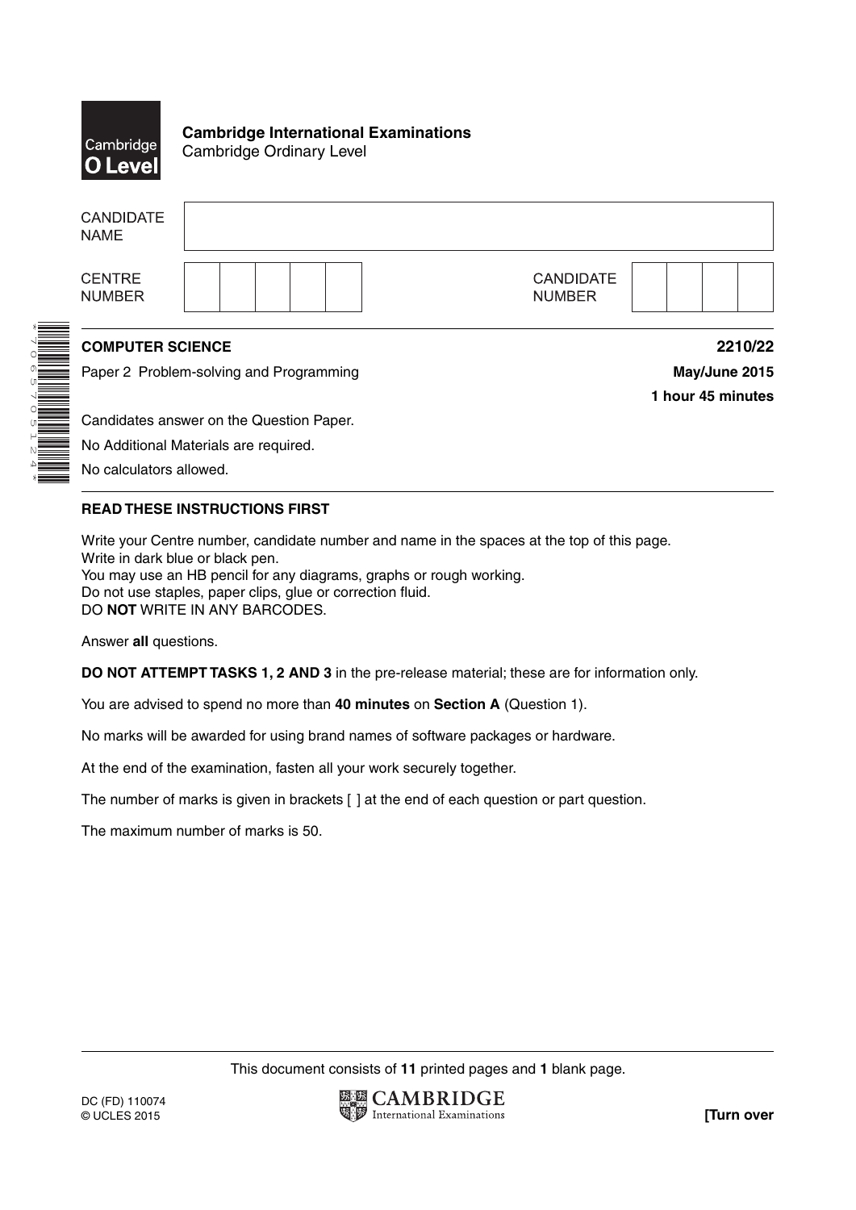**Cambridge International Examinations**
Cambridge Ordinary Level

| CANDIDATE NAME | |
| --- | --- |
| CENTRE NUMBER | |
| CANDIDATE NUMBER | |

**COMPUTER SCIENCE** **2210/22**

Paper 2 Problem-solving and Programming **May/June 2015**

**1 hour 45 minutes**

Candidates answer on the Question Paper.

No Additional Materials are required.

No calculators allowed.

**READ THESE INSTRUCTIONS FIRST**

Write your Centre number, candidate number and name in the spaces at the top of this page.
Write in dark blue or black pen.
You may use an HB pencil for any diagrams, graphs or rough working.
Do not use staples, paper clips, glue or correction fluid.
DO **NOT** WRITE IN ANY BARCODES.

Answer **all** questions.

**DO NOT ATTEMPT TASKS 1, 2 AND 3** in the pre-release material; these are for information only.

You are advised to spend no more than **40 minutes** on **Section A** (Question 1).

No marks will be awarded for using brand names of software packages or hardware.

At the end of the examination, fasten all your work securely together.

The number of marks is given in brackets [ ] at the end of each question or part question.

The maximum number of marks is 50.

This document consists of **11** printed pages and **1** blank page.

DC (FD) 110074
© UCLES 2015

**[Turn over**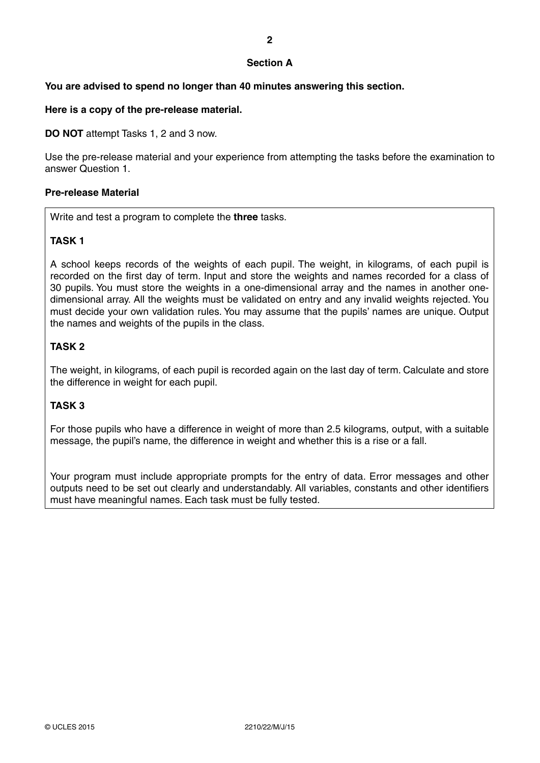## Section A

**You are advised to spend no longer than 40 minutes answering this section.**

**Here is a copy of the pre-release material.**

**DO NOT** attempt Tasks 1, 2 and 3 now.

Use the pre-release material and your experience from attempting the tasks before the examination to answer Question 1.

### Pre-release Material

Write and test a program to complete the **three** tasks.

**TASK 1**

A school keeps records of the weights of each pupil. The weight, in kilograms, of each pupil is recorded on the first day of term. Input and store the weights and names recorded for a class of 30 pupils. You must store the weights in a one-dimensional array and the names in another one-dimensional array. All the weights must be validated on entry and any invalid weights rejected. You must decide your own validation rules. You may assume that the pupils' names are unique. Output the names and weights of the pupils in the class.

**TASK 2**

The weight, in kilograms, of each pupil is recorded again on the last day of term. Calculate and store the difference in weight for each pupil.

**TASK 3**

For those pupils who have a difference in weight of more than 2.5 kilograms, output, with a suitable message, the pupil's name, the difference in weight and whether this is a rise or a fall.

Your program must include appropriate prompts for the entry of data. Error messages and other outputs need to be set out clearly and understandably. All variables, constants and other identifiers must have meaningful names. Each task must be fully tested.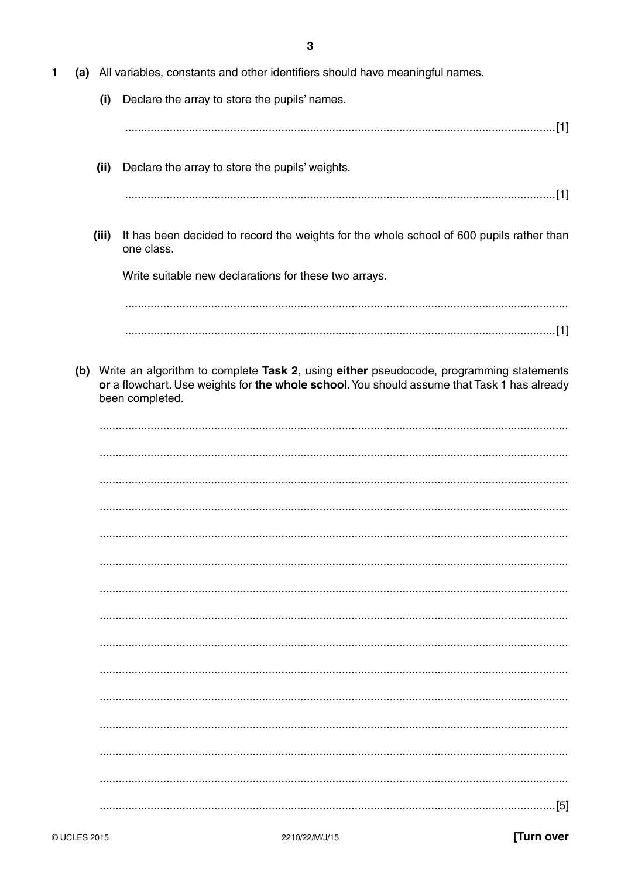**1** **(a)** All variables, constants and other identifiers should have meaningful names.

**(i)** Declare the array to store the pupils' names.

.......................................................................................................................................[1]

**(ii)** Declare the array to store the pupils' weights.

.......................................................................................................................................[1]

**(iii)** It has been decided to record the weights for the whole school of 600 pupils rather than one class.

Write suitable new declarations for these two arrays.

.......................................................................................................................................

.......................................................................................................................................[1]

**(b)** Write an algorithm to complete **Task 2**, using **either** pseudocode, programming statements **or** a flowchart. Use weights for **the whole school**. You should assume that Task 1 has already been completed.

.......................................................................................................................................

.......................................................................................................................................

.......................................................................................................................................

.......................................................................................................................................

.......................................................................................................................................

.......................................................................................................................................

.......................................................................................................................................

.......................................................................................................................................

.......................................................................................................................................

.......................................................................................................................................

.......................................................................................................................................

.......................................................................................................................................

.......................................................................................................................................

.......................................................................................................................................

.......................................................................................................................................[5]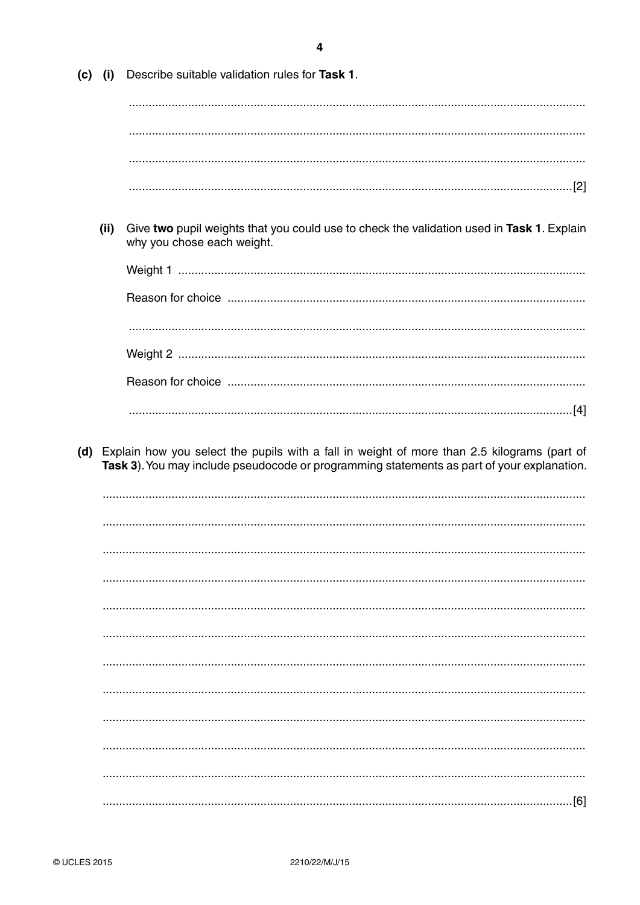(c) (i) Describe suitable validation rules for **Task 1**.

..........................................................................................................................................

..........................................................................................................................................

..........................................................................................................................................

.....................................................................................................................................[2]

(ii) Give **two** pupil weights that you could use to check the validation used in **Task 1**. Explain why you chose each weight.

Weight 1 ..................................................................................................................................

Reason for choice ...................................................................................................................

..........................................................................................................................................

Weight 2 ..................................................................................................................................

Reason for choice ...................................................................................................................

.....................................................................................................................................[4]

(d) Explain how you select the pupils with a fall in weight of more than 2.5 kilograms (part of **Task 3**). You may include pseudocode or programming statements as part of your explanation.

..........................................................................................................................................

..........................................................................................................................................

..........................................................................................................................................

..........................................................................................................................................

..........................................................................................................................................

..........................................................................................................................................

..........................................................................................................................................

..........................................................................................................................................

..........................................................................................................................................

..........................................................................................................................................

..........................................................................................................................................

.....................................................................................................................................[6]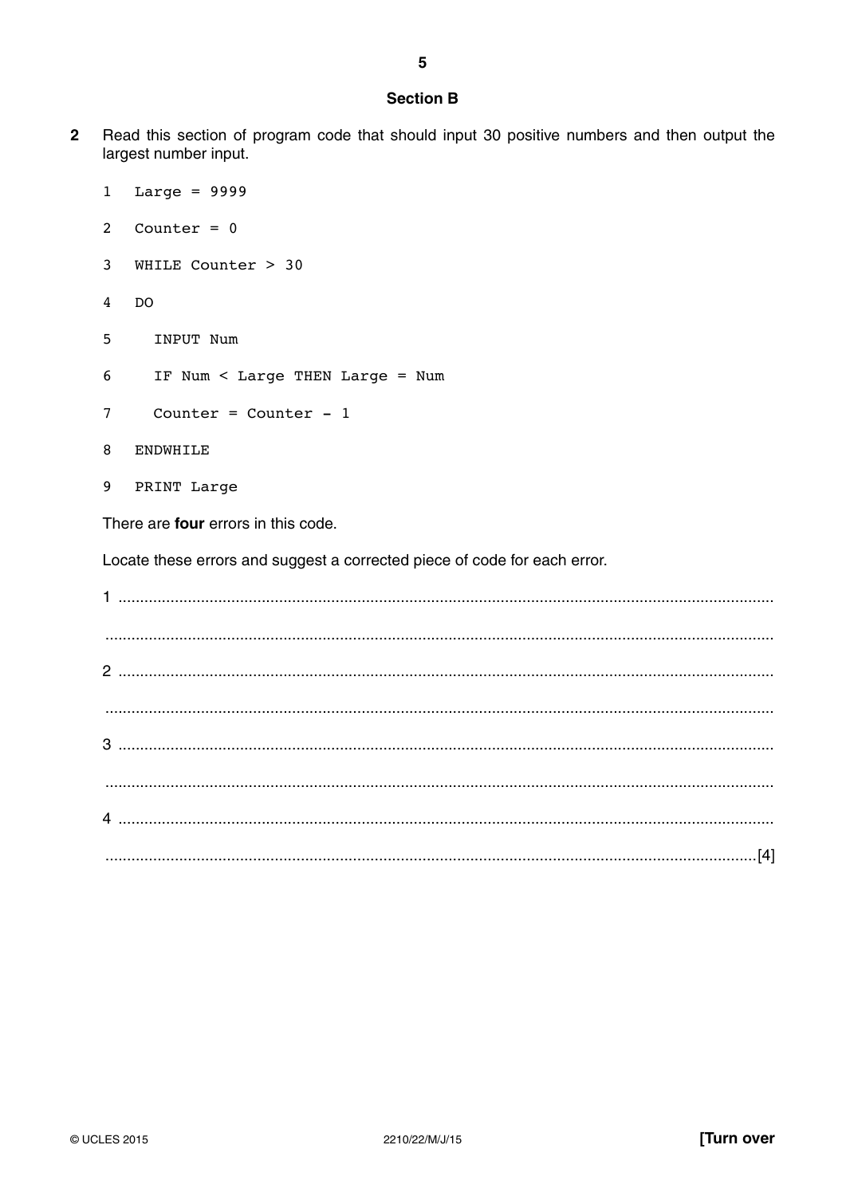## Section B

**2** Read this section of program code that should input 30 positive numbers and then output the largest number input.

```
1  Large = 9999
2  Counter = 0
3  WHILE Counter > 30
4  DO
5    INPUT Num
6    IF Num < Large THEN Large = Num
7    Counter = Counter - 1
8  ENDWHILE
9  PRINT Large
```

There are **four** errors in this code.

Locate these errors and suggest a corrected piece of code for each error.

1 ..................................................................................................................................................

..................................................................................................................................................

2 ..................................................................................................................................................

..................................................................................................................................................

3 ..................................................................................................................................................

..................................................................................................................................................

4 ..................................................................................................................................................

..............................................................................................................................................[4]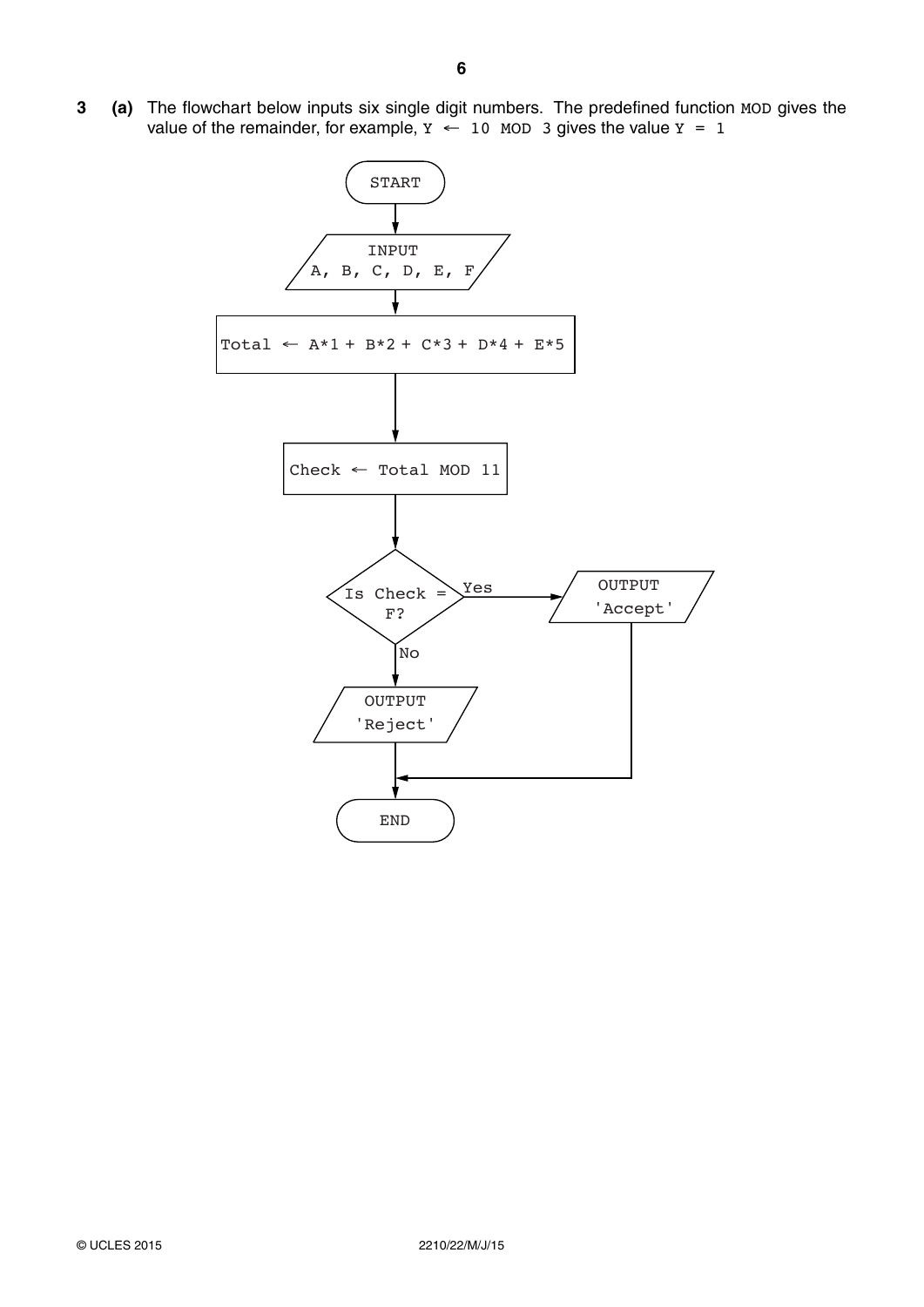**3 (a)** The flowchart below inputs six single digit numbers. The predefined function `MOD` gives the value of the remainder, for example, `Y ← 10 MOD 3` gives the value `Y = 1`

```
START
  |
INPUT A, B, C, D, E, F
  |
Total ← A*1 + B*2 + C*3 + D*4 + E*5
  |
Check ← Total MOD 11
  |
Is Check = F? --Yes--> OUTPUT 'Accept' --> END
  |
  No
  |
OUTPUT 'Reject'
  |
END
```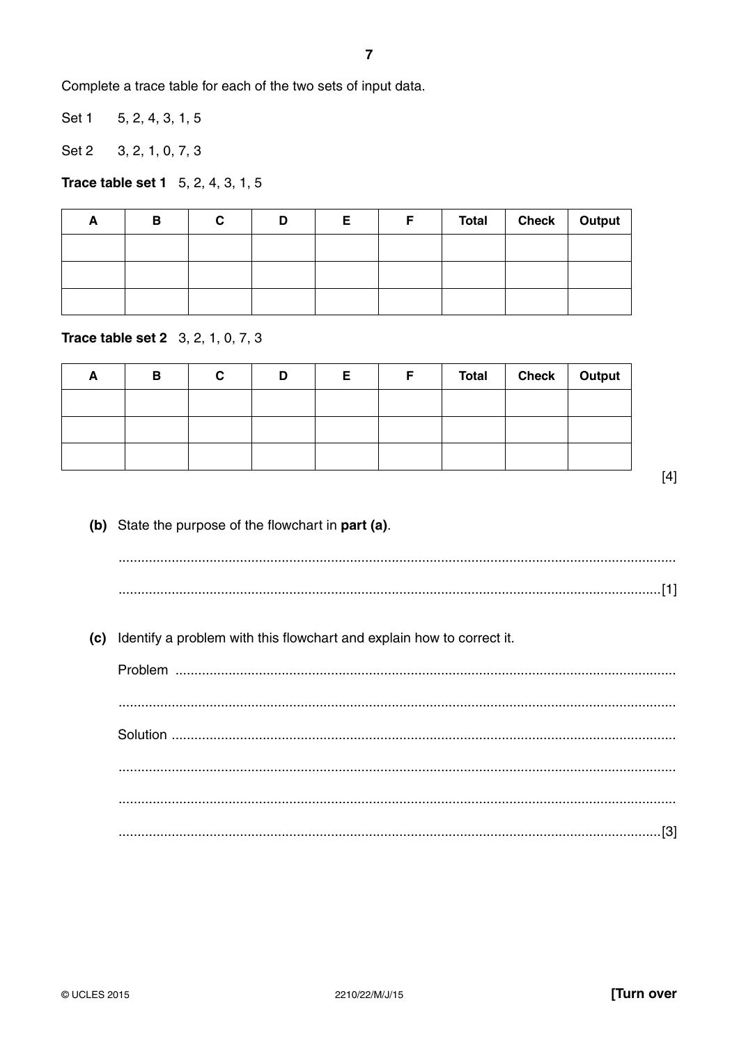Complete a trace table for each of the two sets of input data.

Set 1 5, 2, 4, 3, 1, 5

Set 2 3, 2, 1, 0, 7, 3

**Trace table set 1** 5, 2, 4, 3, 1, 5

| A | B | C | D | E | F | Total | Check | Output |
|---|---|---|---|---|---|---|---|---|
| | | | | | | | | |
| | | | | | | | | |
| | | | | | | | | |

**Trace table set 2** 3, 2, 1, 0, 7, 3

| A | B | C | D | E | F | Total | Check | Output |
|---|---|---|---|---|---|---|---|---|
| | | | | | | | | |
| | | | | | | | | |
| | | | | | | | | |

[4]

**(b)** State the purpose of the flowchart in **part (a)**.

..........................................................................................................................................

..........................................................................................................................................[1]

**(c)** Identify a problem with this flowchart and explain how to correct it.

Problem ..........................................................................................................................

..........................................................................................................................................

Solution ..........................................................................................................................

..........................................................................................................................................

..........................................................................................................................................

..........................................................................................................................................[3]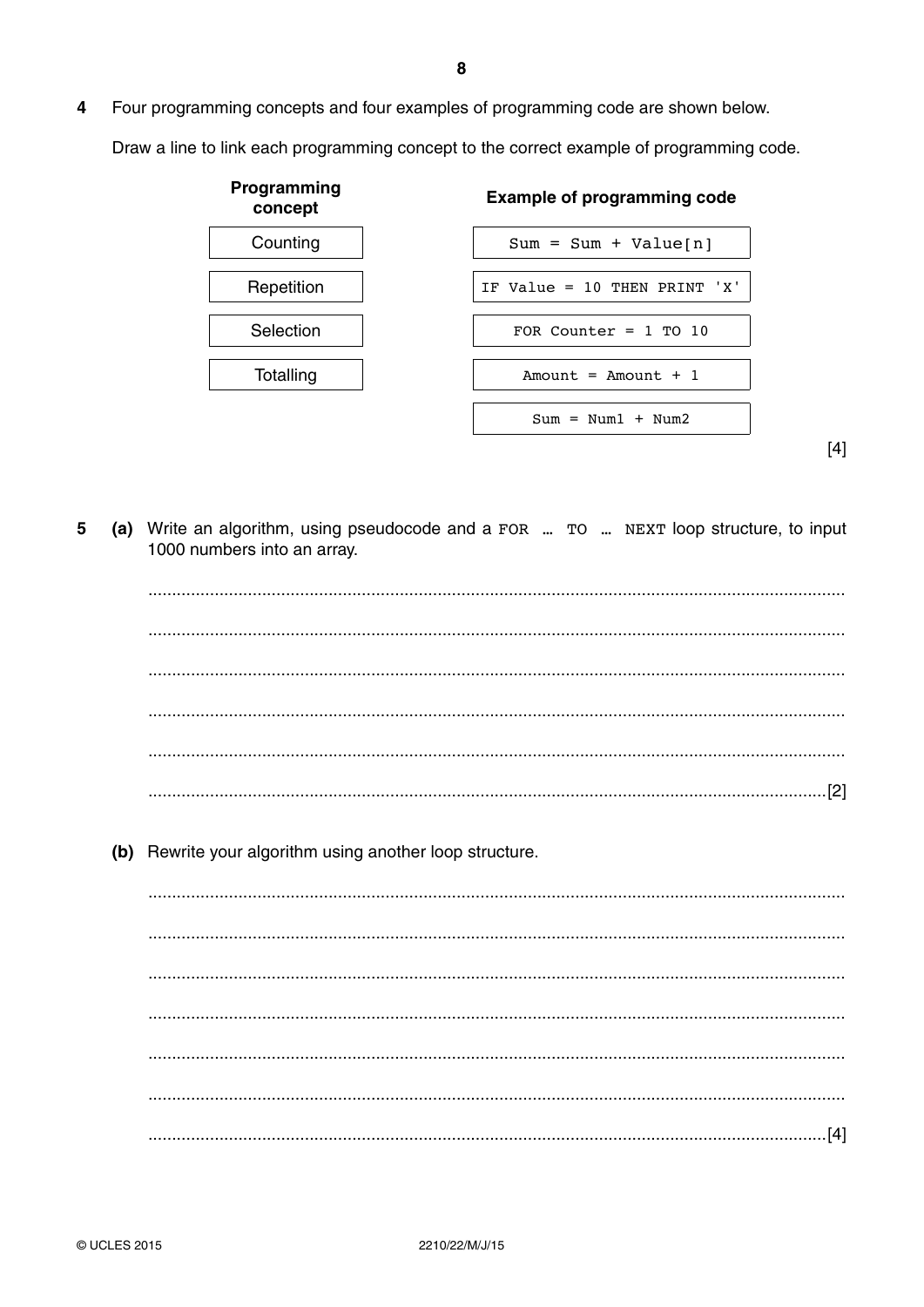**4** Four programming concepts and four examples of programming code are shown below.

Draw a line to link each programming concept to the correct example of programming code.

| Programming concept | Example of programming code |
|---|---|
| Counting | `Sum = Sum + Value[n]` |
| Repetition | `IF Value = 10 THEN PRINT 'X'` |
| Selection | `FOR Counter = 1 TO 10` |
| Totalling | `Amount = Amount + 1` |
| | `Sum = Num1 + Num2` |

[4]

**5** **(a)** Write an algorithm, using pseudocode and a `FOR … TO … NEXT` loop structure, to input 1000 numbers into an array.

..........................................................................................................................................

..........................................................................................................................................

..........................................................................................................................................

..........................................................................................................................................

..........................................................................................................................................

.....................................................................................................................................[2]

**(b)** Rewrite your algorithm using another loop structure.

..........................................................................................................................................

..........................................................................................................................................

..........................................................................................................................................

..........................................................................................................................................

..........................................................................................................................................

..........................................................................................................................................

.....................................................................................................................................[4]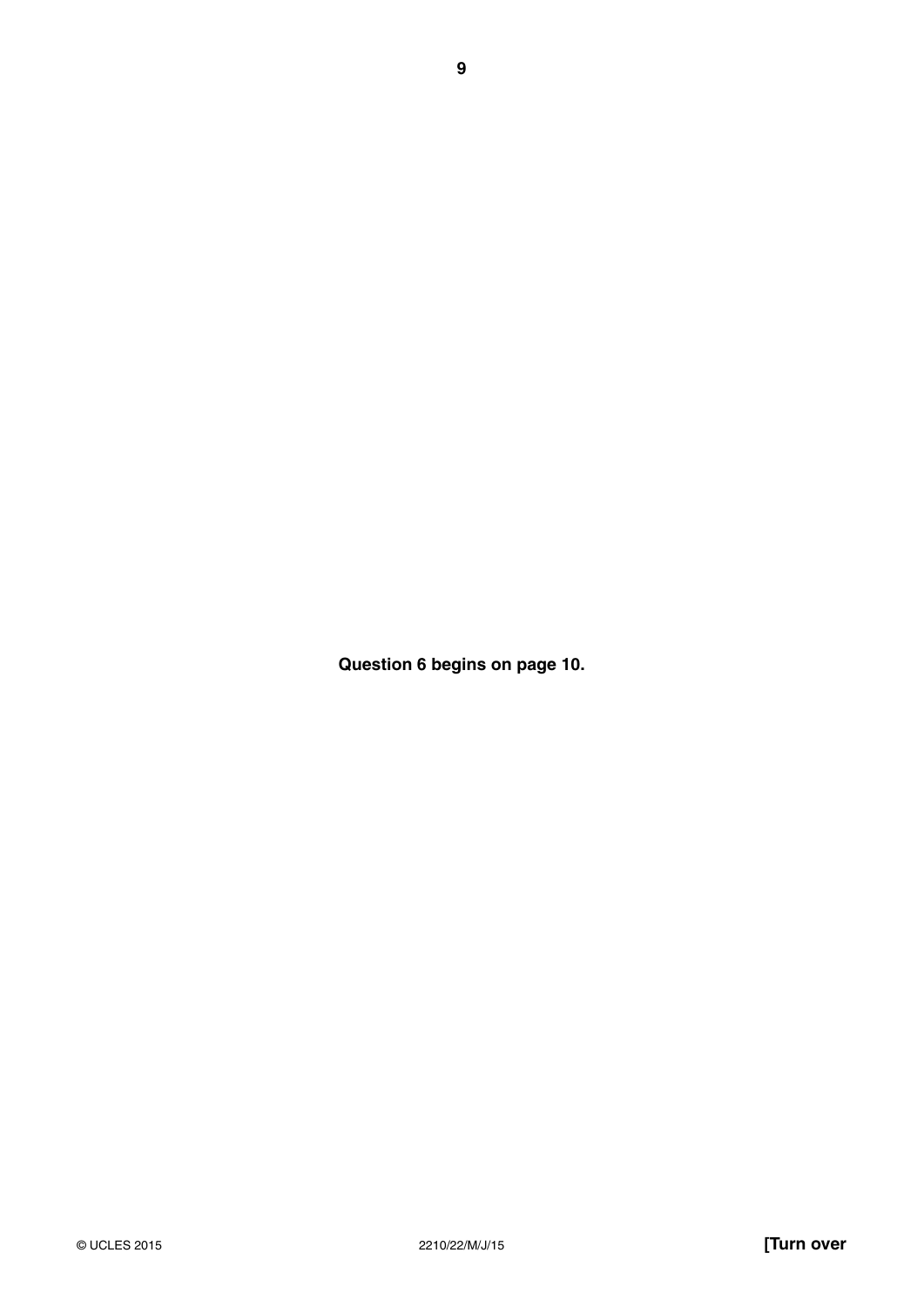**Question 6 begins on page 10.**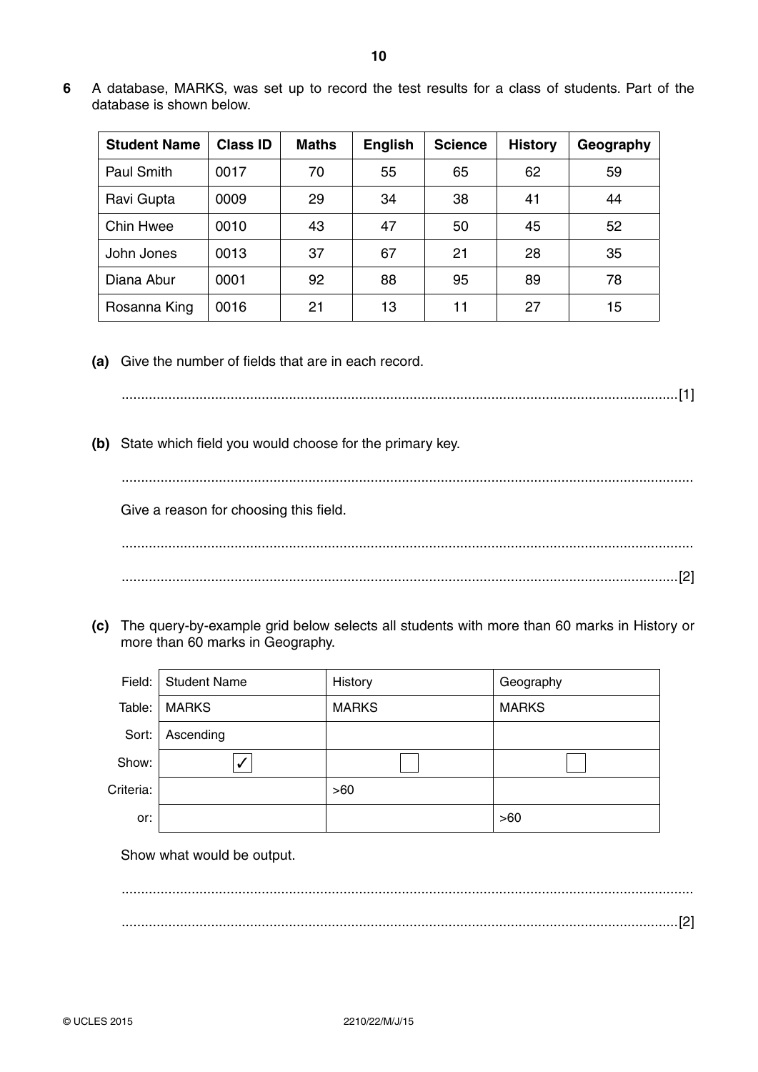**6** A database, MARKS, was set up to record the test results for a class of students. Part of the database is shown below.

| Student Name | Class ID | Maths | English | Science | History | Geography |
|---|---|---|---|---|---|---|
| Paul Smith | 0017 | 70 | 55 | 65 | 62 | 59 |
| Ravi Gupta | 0009 | 29 | 34 | 38 | 41 | 44 |
| Chin Hwee | 0010 | 43 | 47 | 50 | 45 | 52 |
| John Jones | 0013 | 37 | 67 | 21 | 28 | 35 |
| Diana Abur | 0001 | 92 | 88 | 95 | 89 | 78 |
| Rosanna King | 0016 | 21 | 13 | 11 | 27 | 15 |

**(a)** Give the number of fields that are in each record.

.............................................................................................................................................[1]

**(b)** State which field you would choose for the primary key.

.............................................................................................................................................

Give a reason for choosing this field.

.............................................................................................................................................

.............................................................................................................................................[2]

**(c)** The query-by-example grid below selects all students with more than 60 marks in History or more than 60 marks in Geography.

| | | | |
|---|---|---|---|
| Field: | Student Name | History | Geography |
| Table: | MARKS | MARKS | MARKS |
| Sort: | Ascending | | |
| Show: | ☑ | ☐ | ☐ |
| Criteria: | | >60 | |
| or: | | | >60 |

Show what would be output.

.............................................................................................................................................

.............................................................................................................................................[2]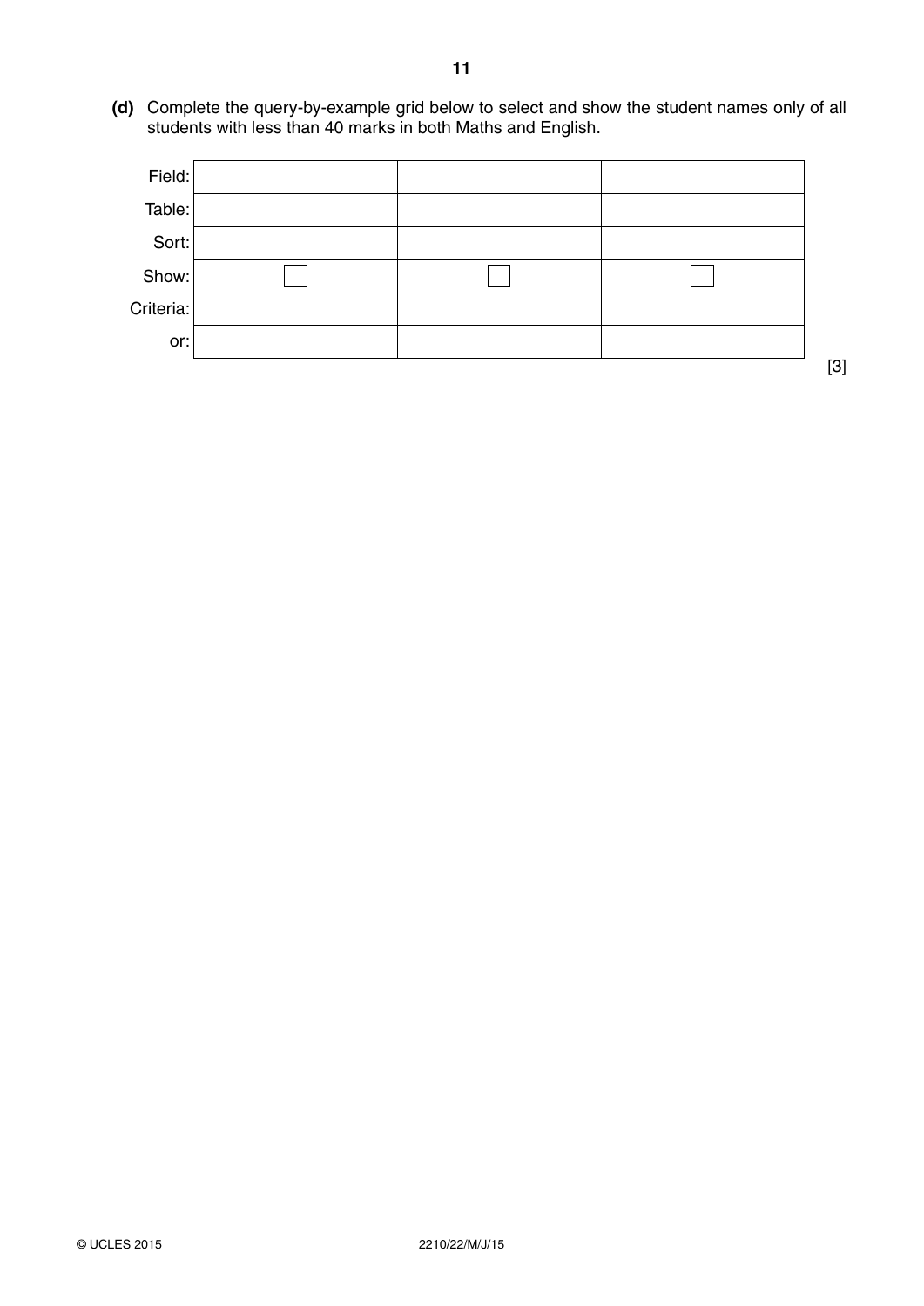**(d)** Complete the query-by-example grid below to select and show the student names only of all students with less than 40 marks in both Maths and English.

| | | | |
|---|---|---|---|
| Field: | | | |
| Table: | | | |
| Sort: | | | |
| Show: | ☐ | ☐ | ☐ |
| Criteria: | | | |
| or: | | | |

[3]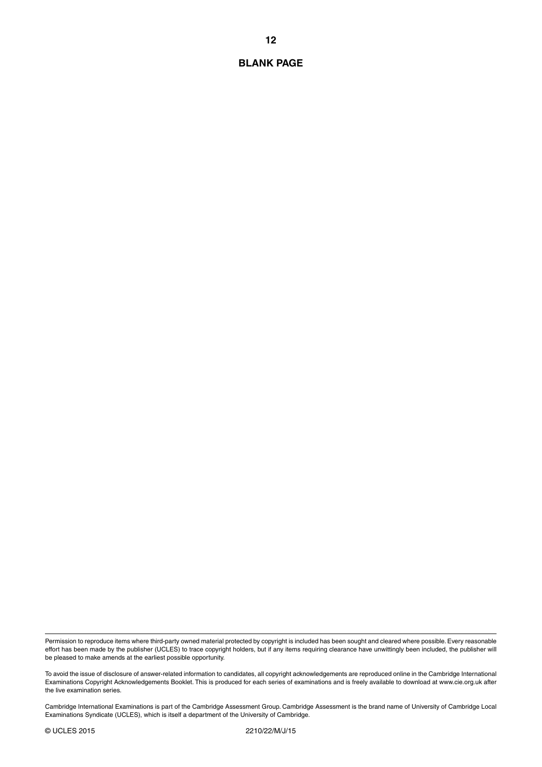**BLANK PAGE**

Permission to reproduce items where third-party owned material protected by copyright is included has been sought and cleared where possible. Every reasonable effort has been made by the publisher (UCLES) to trace copyright holders, but if any items requiring clearance have unwittingly been included, the publisher will be pleased to make amends at the earliest possible opportunity.

To avoid the issue of disclosure of answer-related information to candidates, all copyright acknowledgements are reproduced online in the Cambridge International Examinations Copyright Acknowledgements Booklet. This is produced for each series of examinations and is freely available to download at www.cie.org.uk after the live examination series.

Cambridge International Examinations is part of the Cambridge Assessment Group. Cambridge Assessment is the brand name of University of Cambridge Local Examinations Syndicate (UCLES), which is itself a department of the University of Cambridge.